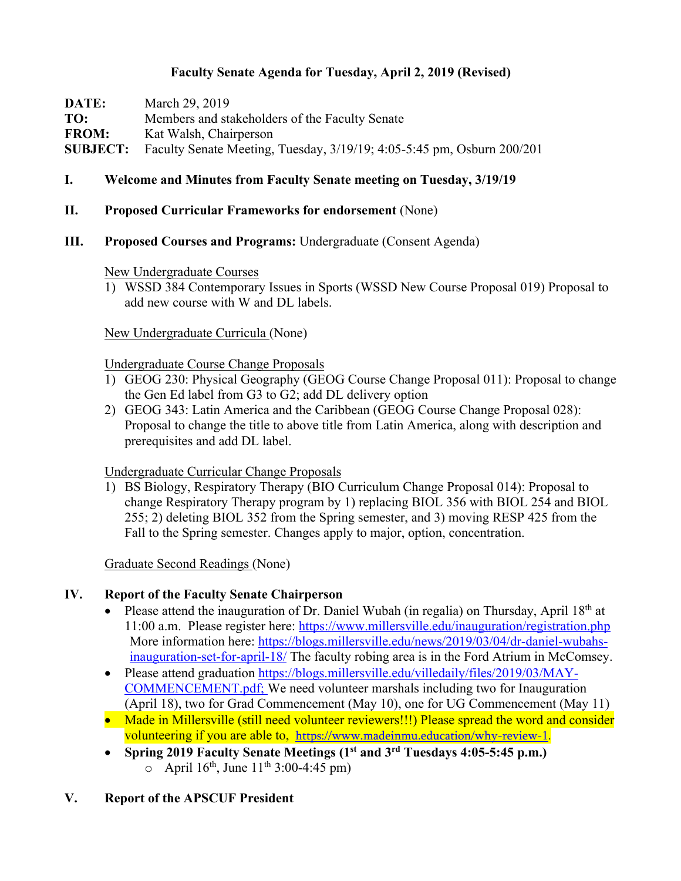**Faculty Senate Agenda for Tuesday, April 2, 2019 (Revised)**

**DATE:** March 29, 2019
**TO:** Members and stakeholders of the Faculty Senate
**FROM:** Kat Walsh, Chairperson
**SUBJECT:** Faculty Senate Meeting, Tuesday, 3/19/19; 4:05-5:45 pm, Osburn 200/201

**I. Welcome and Minutes from Faculty Senate meeting on Tuesday, 3/19/19**

**II. Proposed Curricular Frameworks for endorsement** (None)

**III. Proposed Courses and Programs:** Undergraduate (Consent Agenda)

New Undergraduate Courses

1) WSSD 384 Contemporary Issues in Sports (WSSD New Course Proposal 019) Proposal to add new course with W and DL labels.

New Undergraduate Curricula (None)

Undergraduate Course Change Proposals

1) GEOG 230: Physical Geography (GEOG Course Change Proposal 011): Proposal to change the Gen Ed label from G3 to G2; add DL delivery option
2) GEOG 343: Latin America and the Caribbean (GEOG Course Change Proposal 028): Proposal to change the title to above title from Latin America, along with description and prerequisites and add DL label.

Undergraduate Curricular Change Proposals

1) BS Biology, Respiratory Therapy (BIO Curriculum Change Proposal 014): Proposal to change Respiratory Therapy program by 1) replacing BIOL 356 with BIOL 254 and BIOL 255; 2) deleting BIOL 352 from the Spring semester, and 3) moving RESP 425 from the Fall to the Spring semester. Changes apply to major, option, concentration.

Graduate Second Readings (None)

**IV. Report of the Faculty Senate Chairperson**

- Please attend the inauguration of Dr. Daniel Wubah (in regalia) on Thursday, April 18th at 11:00 a.m. Please register here: https://www.millersville.edu/inauguration/registration.php More information here: https://blogs.millersville.edu/news/2019/03/04/dr-daniel-wubahs-inauguration-set-for-april-18/ The faculty robing area is in the Ford Atrium in McComsey.
- Please attend graduation https://blogs.millersville.edu/villedaily/files/2019/03/MAY-COMMENCEMENT.pdf; We need volunteer marshals including two for Inauguration (April 18), two for Grad Commencement (May 10), one for UG Commencement (May 11)
- Made in Millersville (still need volunteer reviewers!!!) Please spread the word and consider volunteering if you are able to, https://www.madeinmu.education/why-review-1.
- **Spring 2019 Faculty Senate Meetings (1st and 3rd Tuesdays 4:05-5:45 p.m.)**
  - April 16th, June 11th 3:00-4:45 pm)

**V. Report of the APSCUF President**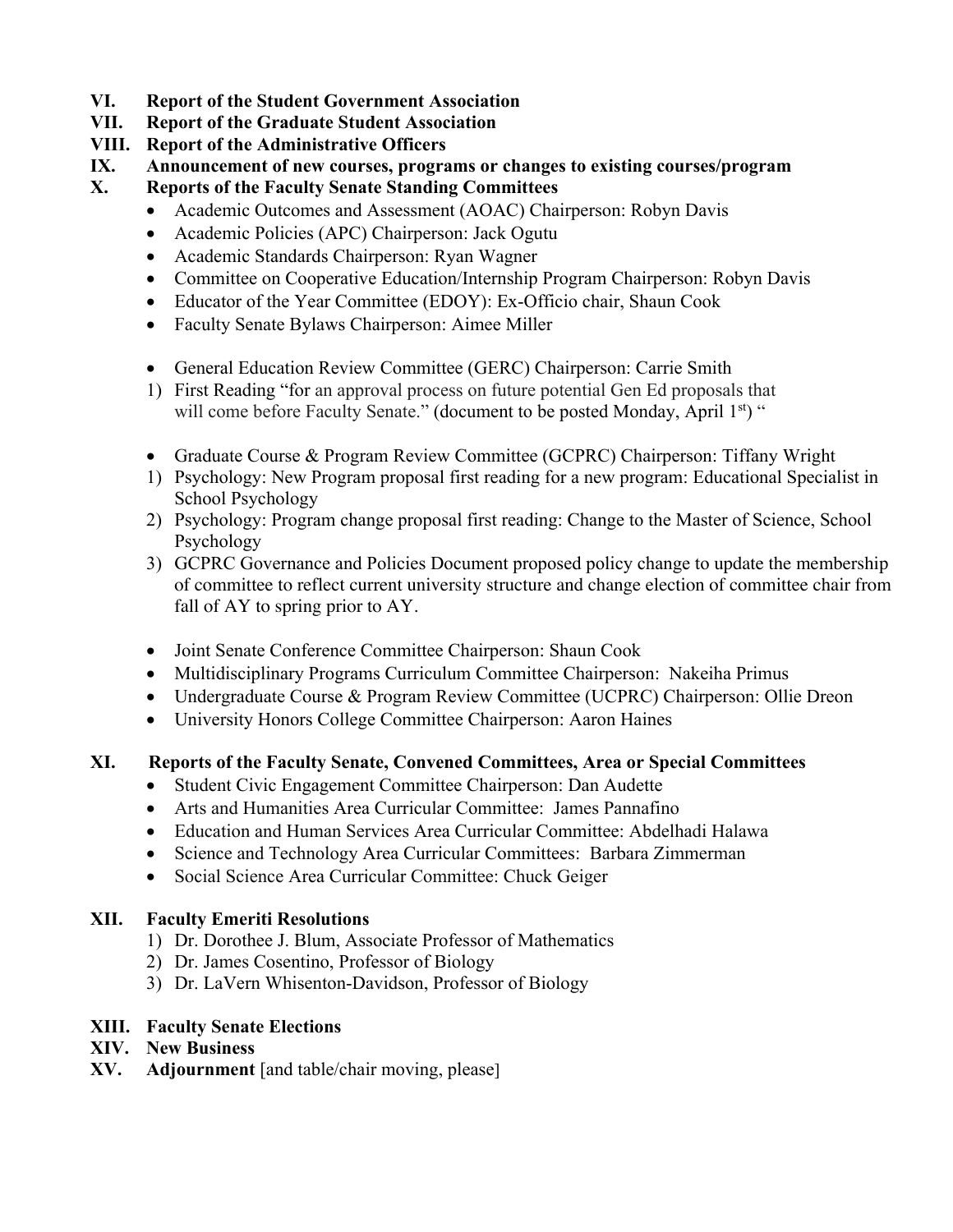**VI. Report of the Student Government Association**

**VII. Report of the Graduate Student Association**

**VIII. Report of the Administrative Officers**

**IX. Announcement of new courses, programs or changes to existing courses/program**

**X. Reports of the Faculty Senate Standing Committees**

- Academic Outcomes and Assessment (AOAC) Chairperson: Robyn Davis
- Academic Policies (APC) Chairperson: Jack Ogutu
- Academic Standards Chairperson: Ryan Wagner
- Committee on Cooperative Education/Internship Program Chairperson: Robyn Davis
- Educator of the Year Committee (EDOY): Ex-Officio chair, Shaun Cook
- Faculty Senate Bylaws Chairperson: Aimee Miller

- General Education Review Committee (GERC) Chairperson: Carrie Smith

1) First Reading "for an approval process on future potential Gen Ed proposals that will come before Faculty Senate." (document to be posted Monday, April 1st) "

- Graduate Course & Program Review Committee (GCPRC) Chairperson: Tiffany Wright

1) Psychology: New Program proposal first reading for a new program: Educational Specialist in School Psychology
2) Psychology: Program change proposal first reading: Change to the Master of Science, School Psychology
3) GCPRC Governance and Policies Document proposed policy change to update the membership of committee to reflect current university structure and change election of committee chair from fall of AY to spring prior to AY.

- Joint Senate Conference Committee Chairperson: Shaun Cook
- Multidisciplinary Programs Curriculum Committee Chairperson: Nakeiha Primus
- Undergraduate Course & Program Review Committee (UCPRC) Chairperson: Ollie Dreon
- University Honors College Committee Chairperson: Aaron Haines

**XI. Reports of the Faculty Senate, Convened Committees, Area or Special Committees**

- Student Civic Engagement Committee Chairperson: Dan Audette
- Arts and Humanities Area Curricular Committee: James Pannafino
- Education and Human Services Area Curricular Committee: Abdelhadi Halawa
- Science and Technology Area Curricular Committees: Barbara Zimmerman
- Social Science Area Curricular Committee: Chuck Geiger

**XII. Faculty Emeriti Resolutions**

1) Dr. Dorothee J. Blum, Associate Professor of Mathematics
2) Dr. James Cosentino, Professor of Biology
3) Dr. LaVern Whisenton-Davidson, Professor of Biology

**XIII. Faculty Senate Elections**

**XIV. New Business**

**XV. Adjournment** [and table/chair moving, please]